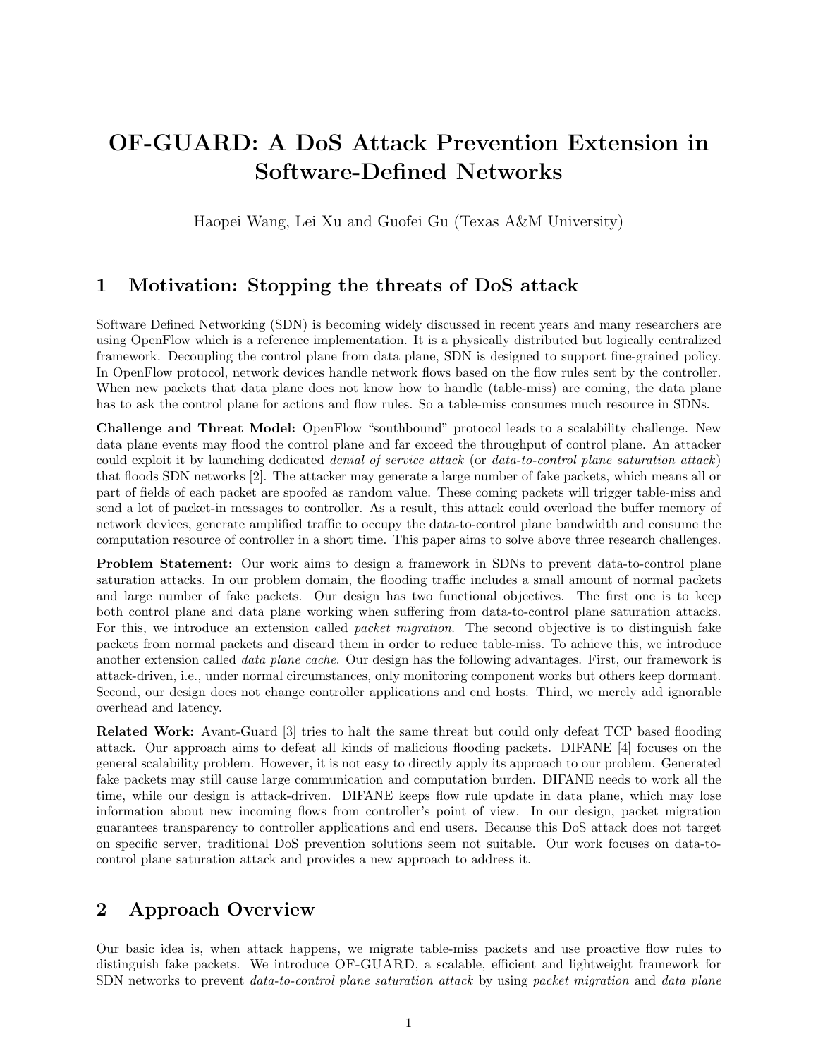# OF-GUARD: A DoS Attack Prevention Extension in Software-Defined Networks

Haopei Wang, Lei Xu and Guofei Gu (Texas A&M University)

## 1 Motivation: Stopping the threats of DoS attack

Software Defined Networking (SDN) is becoming widely discussed in recent years and many researchers are using OpenFlow which is a reference implementation. It is a physically distributed but logically centralized framework. Decoupling the control plane from data plane, SDN is designed to support fine-grained policy. In OpenFlow protocol, network devices handle network flows based on the flow rules sent by the controller. When new packets that data plane does not know how to handle (table-miss) are coming, the data plane has to ask the control plane for actions and flow rules. So a table-miss consumes much resource in SDNs.

**Challenge and Threat Model:** OpenFlow "southbound" protocol leads to a scalability challenge. New data plane events may flood the control plane and far exceed the throughput of control plane. An attacker could exploit it by launching dedicated *denial of service attack* (or *data-to-control plane saturation attack*) that floods SDN networks [2]. The attacker may generate a large number of fake packets, which means all or part of fields of each packet are spoofed as random value. These coming packets will trigger table-miss and send a lot of packet-in messages to controller. As a result, this attack could overload the buffer memory of network devices, generate amplified traffic to occupy the data-to-control plane bandwidth and consume the computation resource of controller in a short time. This paper aims to solve above three research challenges.

**Problem Statement:** Our work aims to design a framework in SDNs to prevent data-to-control plane saturation attacks. In our problem domain, the flooding traffic includes a small amount of normal packets and large number of fake packets. Our design has two functional objectives. The first one is to keep both control plane and data plane working when suffering from data-to-control plane saturation attacks. For this, we introduce an extension called *packet migration*. The second objective is to distinguish fake packets from normal packets and discard them in order to reduce table-miss. To achieve this, we introduce another extension called *data plane cache*. Our design has the following advantages. First, our framework is attack-driven, i.e., under normal circumstances, only monitoring component works but others keep dormant. Second, our design does not change controller applications and end hosts. Third, we merely add ignorable overhead and latency.

**Related Work:** Avant-Guard [3] tries to halt the same threat but could only defeat TCP based flooding attack. Our approach aims to defeat all kinds of malicious flooding packets. DIFANE [4] focuses on the general scalability problem. However, it is not easy to directly apply its approach to our problem. Generated fake packets may still cause large communication and computation burden. DIFANE needs to work all the time, while our design is attack-driven. DIFANE keeps flow rule update in data plane, which may lose information about new incoming flows from controller's point of view. In our design, packet migration guarantees transparency to controller applications and end users. Because this DoS attack does not target on specific server, traditional DoS prevention solutions seem not suitable. Our work focuses on data-to-control plane saturation attack and provides a new approach to address it.

## 2 Approach Overview

Our basic idea is, when attack happens, we migrate table-miss packets and use proactive flow rules to distinguish fake packets. We introduce OF-GUARD, a scalable, efficient and lightweight framework for SDN networks to prevent *data-to-control plane saturation attack* by using *packet migration* and *data plane*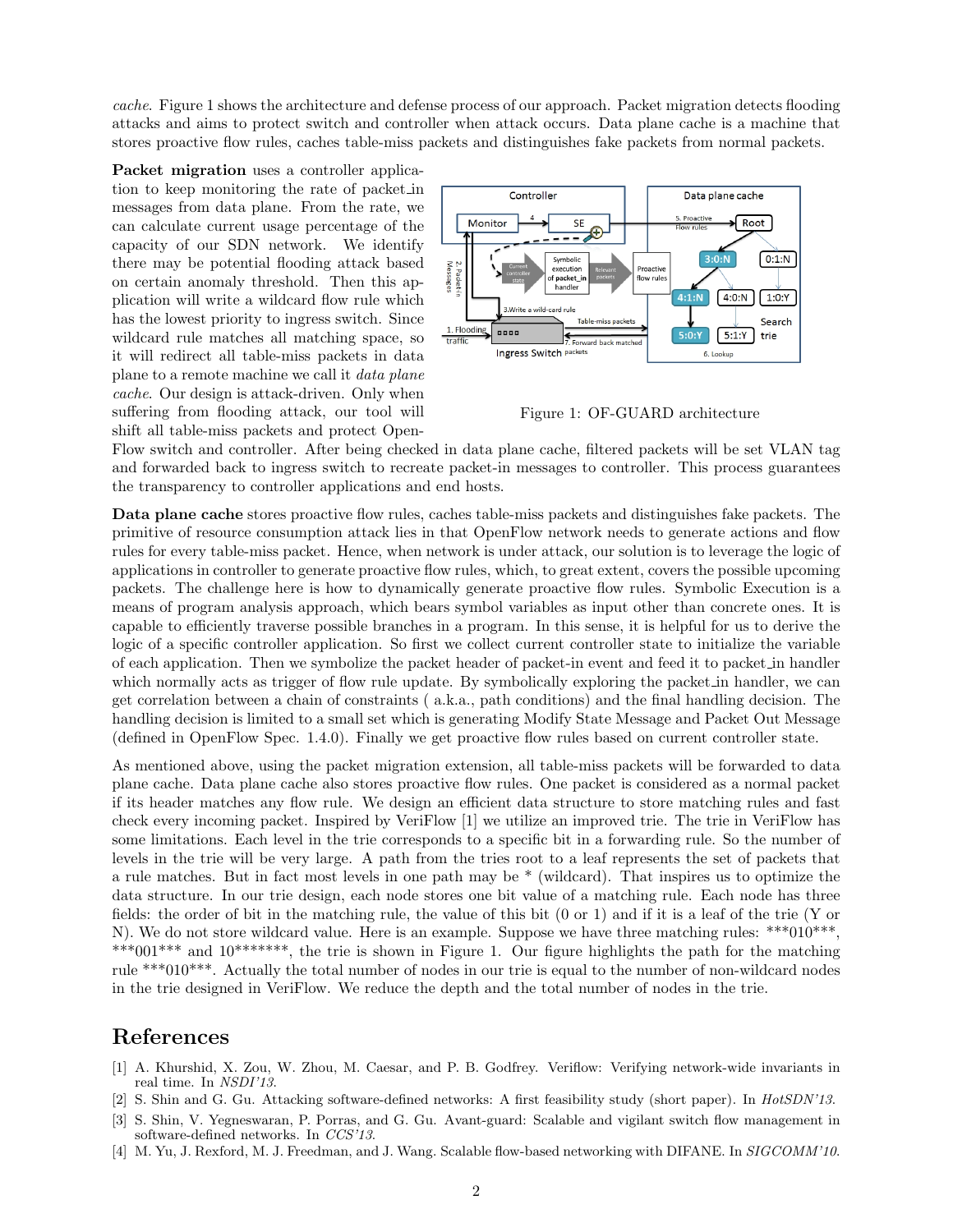*cache*. Figure 1 shows the architecture and defense process of our approach. Packet migration detects flooding attacks and aims to protect switch and controller when attack occurs. Data plane cache is a machine that stores proactive flow rules, caches table-miss packets and distinguishes fake packets from normal packets.

**Packet migration** uses a controller application to keep monitoring the rate of packet_in messages from data plane. From the rate, we can calculate current usage percentage of the capacity of our SDN network. We identify there may be potential flooding attack based on certain anomaly threshold. Then this application will write a wildcard flow rule which has the lowest priority to ingress switch. Since wildcard rule matches all matching space, so it will redirect all table-miss packets in data plane to a remote machine we call it *data plane cache*. Our design is attack-driven. Only when suffering from flooding attack, our tool will shift all table-miss packets and protect OpenFlow switch and controller. After being checked in data plane cache, filtered packets will be set VLAN tag and forwarded back to ingress switch to recreate packet-in messages to controller. This process guarantees the transparency to controller applications and end hosts.

Controller
Monitor
4
SE
2. Packet-in Messages
Current controller state
Symbolic execution of packet_in handler
Relevant packets
Proactive flow rules
3.Write a wild-card rule
1. Flooding traffic
Table-miss packets
7. Forward back matched packets
Ingress Switch
Data plane cache
5. Proactive Flow rules
Root
3:0:N
0:1:N
4:1:N
4:0:N
1:0:Y
5:0:Y
5:1:Y
Search trie
6. Lookup

Figure 1: OF-GUARD architecture

**Data plane cache** stores proactive flow rules, caches table-miss packets and distinguishes fake packets. The primitive of resource consumption attack lies in that OpenFlow network needs to generate actions and flow rules for every table-miss packet. Hence, when network is under attack, our solution is to leverage the logic of applications in controller to generate proactive flow rules, which, to great extent, covers the possible upcoming packets. The challenge here is how to dynamically generate proactive flow rules. Symbolic Execution is a means of program analysis approach, which bears symbol variables as input other than concrete ones. It is capable to efficiently traverse possible branches in a program. In this sense, it is helpful for us to derive the logic of a specific controller application. So first we collect current controller state to initialize the variable of each application. Then we symbolize the packet header of packet-in event and feed it to packet_in handler which normally acts as trigger of flow rule update. By symbolically exploring the packet_in handler, we can get correlation between a chain of constraints ( a.k.a., path conditions) and the final handling decision. The handling decision is limited to a small set which is generating Modify State Message and Packet Out Message (defined in OpenFlow Spec. 1.4.0). Finally we get proactive flow rules based on current controller state.

As mentioned above, using the packet migration extension, all table-miss packets will be forwarded to data plane cache. Data plane cache also stores proactive flow rules. One packet is considered as a normal packet if its header matches any flow rule. We design an efficient data structure to store matching rules and fast check every incoming packet. Inspired by VeriFlow [1] we utilize an improved trie. The trie in VeriFlow has some limitations. Each level in the trie corresponds to a specific bit in a forwarding rule. So the number of levels in the trie will be very large. A path from the tries root to a leaf represents the set of packets that a rule matches. But in fact most levels in one path may be * (wildcard). That inspires us to optimize the data structure. In our trie design, each node stores one bit value of a matching rule. Each node has three fields: the order of bit in the matching rule, the value of this bit (0 or 1) and if it is a leaf of the trie (Y or N). We do not store wildcard value. Here is an example. Suppose we have three matching rules: ***010***, ***001*** and 10*******, the trie is shown in Figure 1. Our figure highlights the path for the matching rule ***010***. Actually the total number of nodes in our trie is equal to the number of non-wildcard nodes in the trie designed in VeriFlow. We reduce the depth and the total number of nodes in the trie.

## References

[1] A. Khurshid, X. Zou, W. Zhou, M. Caesar, and P. B. Godfrey. Veriflow: Verifying network-wide invariants in real time. In *NSDI'13*.

[2] S. Shin and G. Gu. Attacking software-defined networks: A first feasibility study (short paper). In *HotSDN'13*.

[3] S. Shin, V. Yegneswaran, P. Porras, and G. Gu. Avant-guard: Scalable and vigilant switch flow management in software-defined networks. In *CCS'13*.

[4] M. Yu, J. Rexford, M. J. Freedman, and J. Wang. Scalable flow-based networking with DIFANE. In *SIGCOMM'10*.